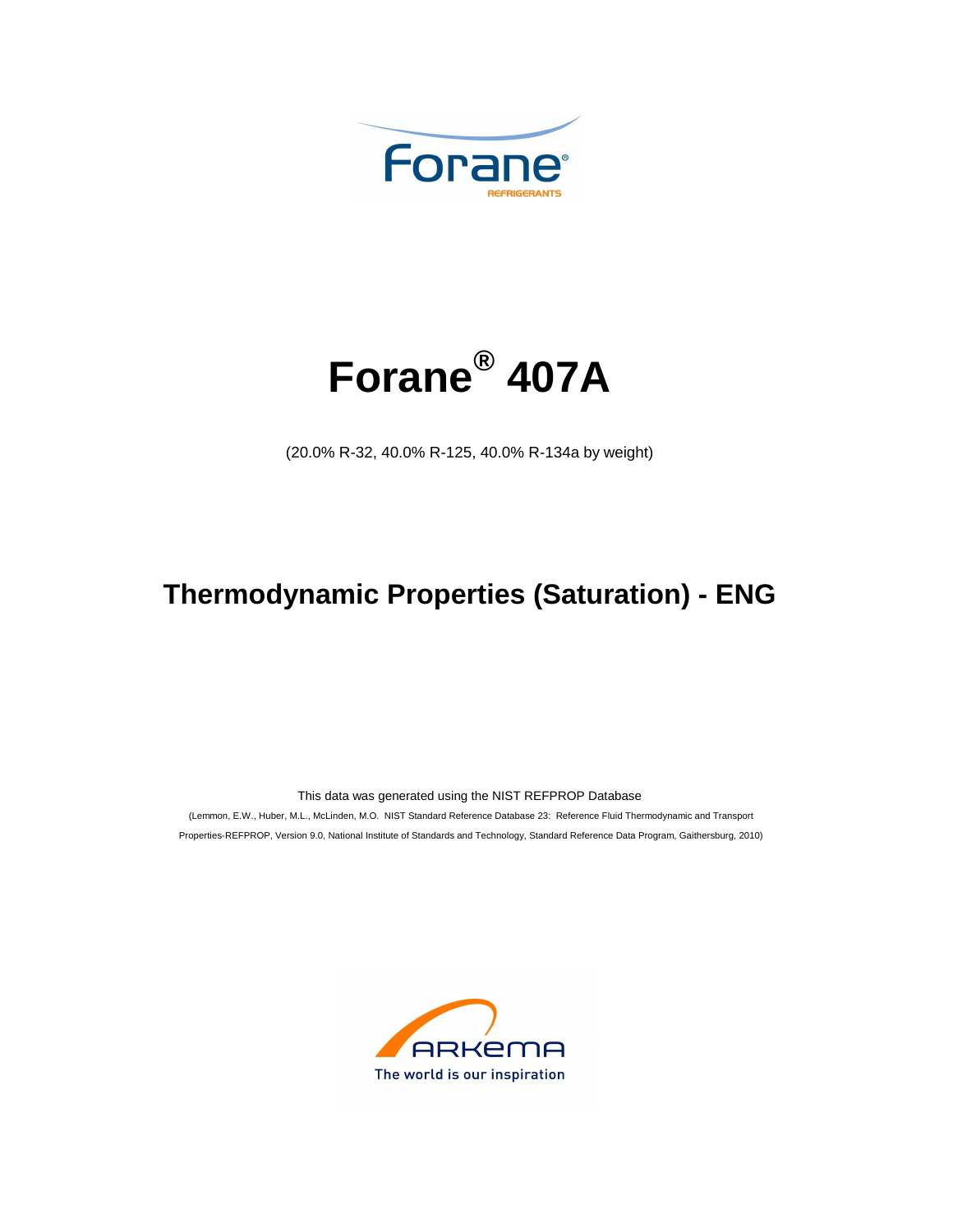# Forane® 407A

(20.0% R-32, 40.0% R-125, 40.0% R-134a by weight)

## Thermodynamic Properties (Saturation) - ENG

This data was generated using the NIST REFPROP Database

(Lemmon, E.W., Huber, M.L., McLinden, M.O. NIST Standard Reference Database 23: Reference Fluid Thermodynamic and Transport Properties-REFPROP, Version 9.0, National Institute of Standards and Technology, Standard Reference Data Program, Gaithersburg, 2010)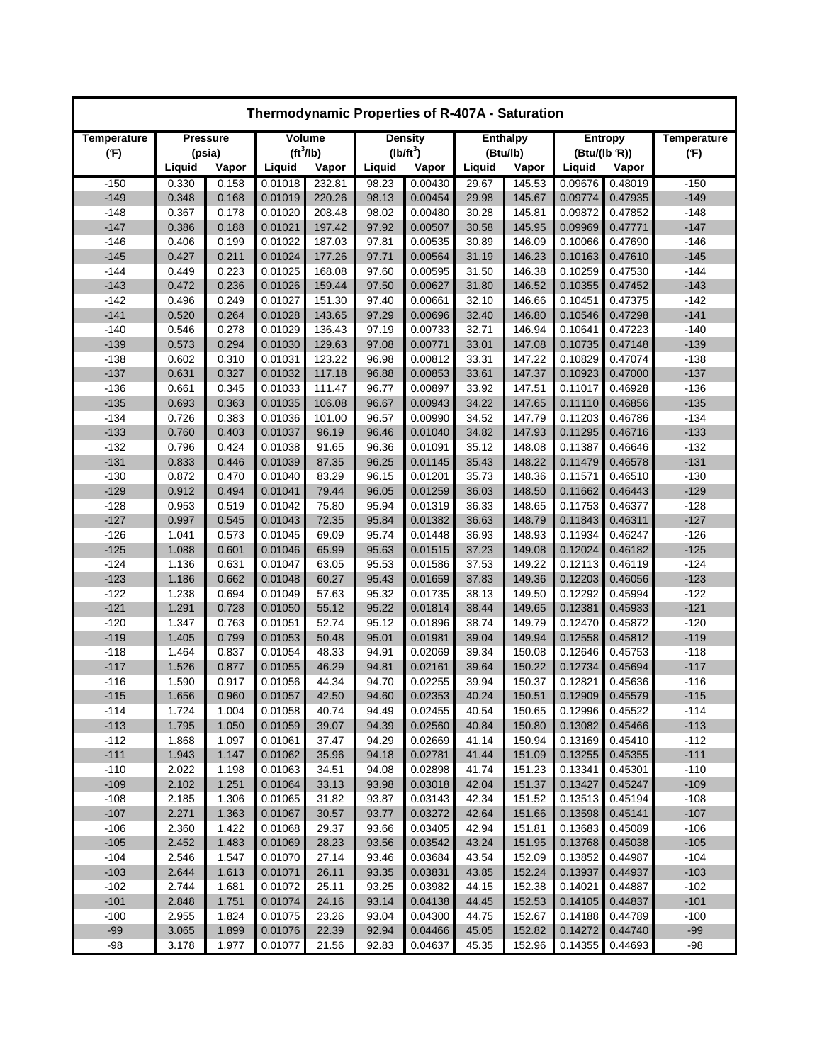| Thermodynamic Properties of R-407A - Saturation | | | | | | | | | | | | |
|---|---|---|---|---|---|---|---|---|---|---|---|---|
| Temperature | Pressure | | Volume | | Density | | Enthalpy | | Entropy | | Temperature |
| (°F) | (psia) | | ($ft^3$/lb) | | ($lb/ft^3$) | | (Btu/lb) | | (Btu/(lb °R)) | | (°F) |
| | Liquid | Vapor | Liquid | Vapor | Liquid | Vapor | Liquid | Vapor | Liquid | Vapor | |
| -150 | 0.330 | 0.158 | 0.01018 | 232.81 | 98.23 | 0.00430 | 29.67 | 145.53 | 0.09676 | 0.48019 | -150 |
| -149 | 0.348 | 0.168 | 0.01019 | 220.26 | 98.13 | 0.00454 | 29.98 | 145.67 | 0.09774 | 0.47935 | -149 |
| -148 | 0.367 | 0.178 | 0.01020 | 208.48 | 98.02 | 0.00480 | 30.28 | 145.81 | 0.09872 | 0.47852 | -148 |
| -147 | 0.386 | 0.188 | 0.01021 | 197.42 | 97.92 | 0.00507 | 30.58 | 145.95 | 0.09969 | 0.47771 | -147 |
| -146 | 0.406 | 0.199 | 0.01022 | 187.03 | 97.81 | 0.00535 | 30.89 | 146.09 | 0.10066 | 0.47690 | -146 |
| -145 | 0.427 | 0.211 | 0.01024 | 177.26 | 97.71 | 0.00564 | 31.19 | 146.23 | 0.10163 | 0.47610 | -145 |
| -144 | 0.449 | 0.223 | 0.01025 | 168.08 | 97.60 | 0.00595 | 31.50 | 146.38 | 0.10259 | 0.47530 | -144 |
| -143 | 0.472 | 0.236 | 0.01026 | 159.44 | 97.50 | 0.00627 | 31.80 | 146.52 | 0.10355 | 0.47452 | -143 |
| -142 | 0.496 | 0.249 | 0.01027 | 151.30 | 97.40 | 0.00661 | 32.10 | 146.66 | 0.10451 | 0.47375 | -142 |
| -141 | 0.520 | 0.264 | 0.01028 | 143.65 | 97.29 | 0.00696 | 32.40 | 146.80 | 0.10546 | 0.47298 | -141 |
| -140 | 0.546 | 0.278 | 0.01029 | 136.43 | 97.19 | 0.00733 | 32.71 | 146.94 | 0.10641 | 0.47223 | -140 |
| -139 | 0.573 | 0.294 | 0.01030 | 129.63 | 97.08 | 0.00771 | 33.01 | 147.08 | 0.10735 | 0.47148 | -139 |
| -138 | 0.602 | 0.310 | 0.01031 | 123.22 | 96.98 | 0.00812 | 33.31 | 147.22 | 0.10829 | 0.47074 | -138 |
| -137 | 0.631 | 0.327 | 0.01032 | 117.18 | 96.88 | 0.00853 | 33.61 | 147.37 | 0.10923 | 0.47000 | -137 |
| -136 | 0.661 | 0.345 | 0.01033 | 111.47 | 96.77 | 0.00897 | 33.92 | 147.51 | 0.11017 | 0.46928 | -136 |
| -135 | 0.693 | 0.363 | 0.01035 | 106.08 | 96.67 | 0.00943 | 34.22 | 147.65 | 0.11110 | 0.46856 | -135 |
| -134 | 0.726 | 0.383 | 0.01036 | 101.00 | 96.57 | 0.00990 | 34.52 | 147.79 | 0.11203 | 0.46786 | -134 |
| -133 | 0.760 | 0.403 | 0.01037 | 96.19 | 96.46 | 0.01040 | 34.82 | 147.93 | 0.11295 | 0.46716 | -133 |
| -132 | 0.796 | 0.424 | 0.01038 | 91.65 | 96.36 | 0.01091 | 35.12 | 148.08 | 0.11387 | 0.46646 | -132 |
| -131 | 0.833 | 0.446 | 0.01039 | 87.35 | 96.25 | 0.01145 | 35.43 | 148.22 | 0.11479 | 0.46578 | -131 |
| -130 | 0.872 | 0.470 | 0.01040 | 83.29 | 96.15 | 0.01201 | 35.73 | 148.36 | 0.11571 | 0.46510 | -130 |
| -129 | 0.912 | 0.494 | 0.01041 | 79.44 | 96.05 | 0.01259 | 36.03 | 148.50 | 0.11662 | 0.46443 | -129 |
| -128 | 0.953 | 0.519 | 0.01042 | 75.80 | 95.94 | 0.01319 | 36.33 | 148.65 | 0.11753 | 0.46377 | -128 |
| -127 | 0.997 | 0.545 | 0.01043 | 72.35 | 95.84 | 0.01382 | 36.63 | 148.79 | 0.11843 | 0.46311 | -127 |
| -126 | 1.041 | 0.573 | 0.01045 | 69.09 | 95.74 | 0.01448 | 36.93 | 148.93 | 0.11934 | 0.46247 | -126 |
| -125 | 1.088 | 0.601 | 0.01046 | 65.99 | 95.63 | 0.01515 | 37.23 | 149.08 | 0.12024 | 0.46182 | -125 |
| -124 | 1.136 | 0.631 | 0.01047 | 63.05 | 95.53 | 0.01586 | 37.53 | 149.22 | 0.12113 | 0.46119 | -124 |
| -123 | 1.186 | 0.662 | 0.01048 | 60.27 | 95.43 | 0.01659 | 37.83 | 149.36 | 0.12203 | 0.46056 | -123 |
| -122 | 1.238 | 0.694 | 0.01049 | 57.63 | 95.32 | 0.01735 | 38.13 | 149.50 | 0.12292 | 0.45994 | -122 |
| -121 | 1.291 | 0.728 | 0.01050 | 55.12 | 95.22 | 0.01814 | 38.44 | 149.65 | 0.12381 | 0.45933 | -121 |
| -120 | 1.347 | 0.763 | 0.01051 | 52.74 | 95.12 | 0.01896 | 38.74 | 149.79 | 0.12470 | 0.45872 | -120 |
| -119 | 1.405 | 0.799 | 0.01053 | 50.48 | 95.01 | 0.01981 | 39.04 | 149.94 | 0.12558 | 0.45812 | -119 |
| -118 | 1.464 | 0.837 | 0.01054 | 48.33 | 94.91 | 0.02069 | 39.34 | 150.08 | 0.12646 | 0.45753 | -118 |
| -117 | 1.526 | 0.877 | 0.01055 | 46.29 | 94.81 | 0.02161 | 39.64 | 150.22 | 0.12734 | 0.45694 | -117 |
| -116 | 1.590 | 0.917 | 0.01056 | 44.34 | 94.70 | 0.02255 | 39.94 | 150.37 | 0.12821 | 0.45636 | -116 |
| -115 | 1.656 | 0.960 | 0.01057 | 42.50 | 94.60 | 0.02353 | 40.24 | 150.51 | 0.12909 | 0.45579 | -115 |
| -114 | 1.724 | 1.004 | 0.01058 | 40.74 | 94.49 | 0.02455 | 40.54 | 150.65 | 0.12996 | 0.45522 | -114 |
| -113 | 1.795 | 1.050 | 0.01059 | 39.07 | 94.39 | 0.02560 | 40.84 | 150.80 | 0.13082 | 0.45466 | -113 |
| -112 | 1.868 | 1.097 | 0.01061 | 37.47 | 94.29 | 0.02669 | 41.14 | 150.94 | 0.13169 | 0.45410 | -112 |
| -111 | 1.943 | 1.147 | 0.01062 | 35.96 | 94.18 | 0.02781 | 41.44 | 151.09 | 0.13255 | 0.45355 | -111 |
| -110 | 2.022 | 1.198 | 0.01063 | 34.51 | 94.08 | 0.02898 | 41.74 | 151.23 | 0.13341 | 0.45301 | -110 |
| -109 | 2.102 | 1.251 | 0.01064 | 33.13 | 93.98 | 0.03018 | 42.04 | 151.37 | 0.13427 | 0.45247 | -109 |
| -108 | 2.185 | 1.306 | 0.01065 | 31.82 | 93.87 | 0.03143 | 42.34 | 151.52 | 0.13513 | 0.45194 | -108 |
| -107 | 2.271 | 1.363 | 0.01067 | 30.57 | 93.77 | 0.03272 | 42.64 | 151.66 | 0.13598 | 0.45141 | -107 |
| -106 | 2.360 | 1.422 | 0.01068 | 29.37 | 93.66 | 0.03405 | 42.94 | 151.81 | 0.13683 | 0.45089 | -106 |
| -105 | 2.452 | 1.483 | 0.01069 | 28.23 | 93.56 | 0.03542 | 43.24 | 151.95 | 0.13768 | 0.45038 | -105 |
| -104 | 2.546 | 1.547 | 0.01070 | 27.14 | 93.46 | 0.03684 | 43.54 | 152.09 | 0.13852 | 0.44987 | -104 |
| -103 | 2.644 | 1.613 | 0.01071 | 26.11 | 93.35 | 0.03831 | 43.85 | 152.24 | 0.13937 | 0.44937 | -103 |
| -102 | 2.744 | 1.681 | 0.01072 | 25.11 | 93.25 | 0.03982 | 44.15 | 152.38 | 0.14021 | 0.44887 | -102 |
| -101 | 2.848 | 1.751 | 0.01074 | 24.16 | 93.14 | 0.04138 | 44.45 | 152.53 | 0.14105 | 0.44837 | -101 |
| -100 | 2.955 | 1.824 | 0.01075 | 23.26 | 93.04 | 0.04300 | 44.75 | 152.67 | 0.14188 | 0.44789 | -100 |
| -99 | 3.065 | 1.899 | 0.01076 | 22.39 | 92.94 | 0.04466 | 45.05 | 152.82 | 0.14272 | 0.44740 | -99 |
| -98 | 3.178 | 1.977 | 0.01077 | 21.56 | 92.83 | 0.04637 | 45.35 | 152.96 | 0.14355 | 0.44693 | -98 |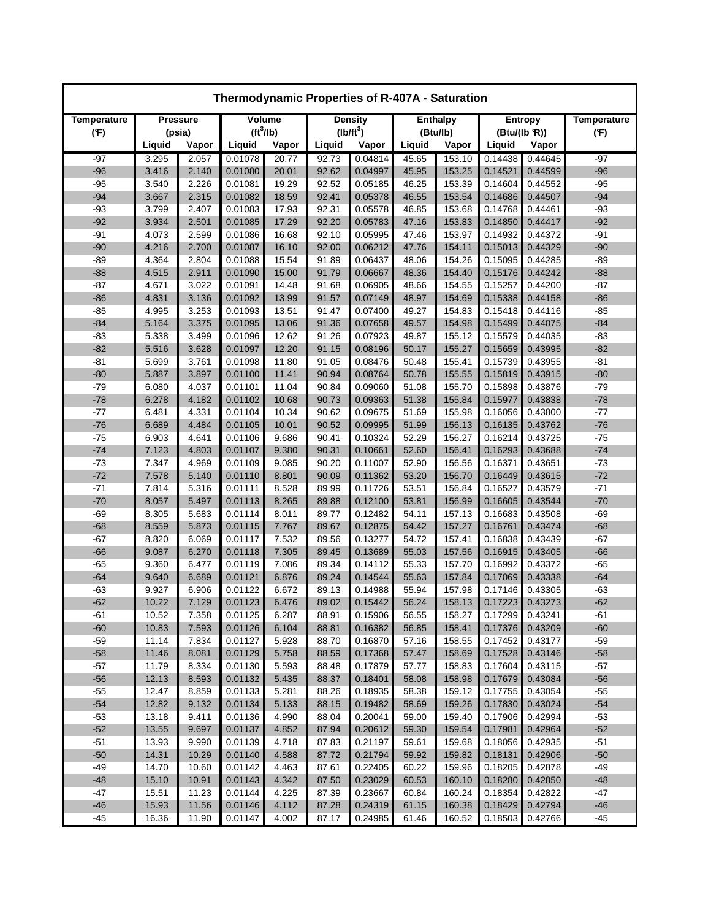| Thermodynamic Properties of R-407A - Saturation | | | | | | | | | | | |
|---|---|---|---|---|---|---|---|---|---|---|---|
| Temperature (°F) | Pressure (psia) | | Volume (ft$^3$/lb) | | Density (lb/ft$^3$) | | Enthalpy (Btu/lb) | | Entropy (Btu/(lb °R)) | | Temperature (°F) |
| | Liquid | Vapor | Liquid | Vapor | Liquid | Vapor | Liquid | Vapor | Liquid | Vapor | |
| -97 | 3.295 | 2.057 | 0.01078 | 20.77 | 92.73 | 0.04814 | 45.65 | 153.10 | 0.14438 | 0.44645 | -97 |
| -96 | 3.416 | 2.140 | 0.01080 | 20.01 | 92.62 | 0.04997 | 45.95 | 153.25 | 0.14521 | 0.44599 | -96 |
| -95 | 3.540 | 2.226 | 0.01081 | 19.29 | 92.52 | 0.05185 | 46.25 | 153.39 | 0.14604 | 0.44552 | -95 |
| -94 | 3.667 | 2.315 | 0.01082 | 18.59 | 92.41 | 0.05378 | 46.55 | 153.54 | 0.14686 | 0.44507 | -94 |
| -93 | 3.799 | 2.407 | 0.01083 | 17.93 | 92.31 | 0.05578 | 46.85 | 153.68 | 0.14768 | 0.44461 | -93 |
| -92 | 3.934 | 2.501 | 0.01085 | 17.29 | 92.20 | 0.05783 | 47.16 | 153.83 | 0.14850 | 0.44417 | -92 |
| -91 | 4.073 | 2.599 | 0.01086 | 16.68 | 92.10 | 0.05995 | 47.46 | 153.97 | 0.14932 | 0.44372 | -91 |
| -90 | 4.216 | 2.700 | 0.01087 | 16.10 | 92.00 | 0.06212 | 47.76 | 154.11 | 0.15013 | 0.44329 | -90 |
| -89 | 4.364 | 2.804 | 0.01088 | 15.54 | 91.89 | 0.06437 | 48.06 | 154.26 | 0.15095 | 0.44285 | -89 |
| -88 | 4.515 | 2.911 | 0.01090 | 15.00 | 91.79 | 0.06667 | 48.36 | 154.40 | 0.15176 | 0.44242 | -88 |
| -87 | 4.671 | 3.022 | 0.01091 | 14.48 | 91.68 | 0.06905 | 48.66 | 154.55 | 0.15257 | 0.44200 | -87 |
| -86 | 4.831 | 3.136 | 0.01092 | 13.99 | 91.57 | 0.07149 | 48.97 | 154.69 | 0.15338 | 0.44158 | -86 |
| -85 | 4.995 | 3.253 | 0.01093 | 13.51 | 91.47 | 0.07400 | 49.27 | 154.83 | 0.15418 | 0.44116 | -85 |
| -84 | 5.164 | 3.375 | 0.01095 | 13.06 | 91.36 | 0.07658 | 49.57 | 154.98 | 0.15499 | 0.44075 | -84 |
| -83 | 5.338 | 3.499 | 0.01096 | 12.62 | 91.26 | 0.07923 | 49.87 | 155.12 | 0.15579 | 0.44035 | -83 |
| -82 | 5.516 | 3.628 | 0.01097 | 12.20 | 91.15 | 0.08196 | 50.17 | 155.27 | 0.15659 | 0.43995 | -82 |
| -81 | 5.699 | 3.761 | 0.01098 | 11.80 | 91.05 | 0.08476 | 50.48 | 155.41 | 0.15739 | 0.43955 | -81 |
| -80 | 5.887 | 3.897 | 0.01100 | 11.41 | 90.94 | 0.08764 | 50.78 | 155.55 | 0.15819 | 0.43915 | -80 |
| -79 | 6.080 | 4.037 | 0.01101 | 11.04 | 90.84 | 0.09060 | 51.08 | 155.70 | 0.15898 | 0.43876 | -79 |
| -78 | 6.278 | 4.182 | 0.01102 | 10.68 | 90.73 | 0.09363 | 51.38 | 155.84 | 0.15977 | 0.43838 | -78 |
| -77 | 6.481 | 4.331 | 0.01104 | 10.34 | 90.62 | 0.09675 | 51.69 | 155.98 | 0.16056 | 0.43800 | -77 |
| -76 | 6.689 | 4.484 | 0.01105 | 10.01 | 90.52 | 0.09995 | 51.99 | 156.13 | 0.16135 | 0.43762 | -76 |
| -75 | 6.903 | 4.641 | 0.01106 | 9.686 | 90.41 | 0.10324 | 52.29 | 156.27 | 0.16214 | 0.43725 | -75 |
| -74 | 7.123 | 4.803 | 0.01107 | 9.380 | 90.31 | 0.10661 | 52.60 | 156.41 | 0.16293 | 0.43688 | -74 |
| -73 | 7.347 | 4.969 | 0.01109 | 9.085 | 90.20 | 0.11007 | 52.90 | 156.56 | 0.16371 | 0.43651 | -73 |
| -72 | 7.578 | 5.140 | 0.01110 | 8.801 | 90.09 | 0.11362 | 53.20 | 156.70 | 0.16449 | 0.43615 | -72 |
| -71 | 7.814 | 5.316 | 0.01111 | 8.528 | 89.99 | 0.11726 | 53.51 | 156.84 | 0.16527 | 0.43579 | -71 |
| -70 | 8.057 | 5.497 | 0.01113 | 8.265 | 89.88 | 0.12100 | 53.81 | 156.99 | 0.16605 | 0.43544 | -70 |
| -69 | 8.305 | 5.683 | 0.01114 | 8.011 | 89.77 | 0.12482 | 54.11 | 157.13 | 0.16683 | 0.43508 | -69 |
| -68 | 8.559 | 5.873 | 0.01115 | 7.767 | 89.67 | 0.12875 | 54.42 | 157.27 | 0.16761 | 0.43474 | -68 |
| -67 | 8.820 | 6.069 | 0.01117 | 7.532 | 89.56 | 0.13277 | 54.72 | 157.41 | 0.16838 | 0.43439 | -67 |
| -66 | 9.087 | 6.270 | 0.01118 | 7.305 | 89.45 | 0.13689 | 55.03 | 157.56 | 0.16915 | 0.43405 | -66 |
| -65 | 9.360 | 6.477 | 0.01119 | 7.086 | 89.34 | 0.14112 | 55.33 | 157.70 | 0.16992 | 0.43372 | -65 |
| -64 | 9.640 | 6.689 | 0.01121 | 6.876 | 89.24 | 0.14544 | 55.63 | 157.84 | 0.17069 | 0.43338 | -64 |
| -63 | 9.927 | 6.906 | 0.01122 | 6.672 | 89.13 | 0.14988 | 55.94 | 157.98 | 0.17146 | 0.43305 | -63 |
| -62 | 10.22 | 7.129 | 0.01123 | 6.476 | 89.02 | 0.15442 | 56.24 | 158.13 | 0.17223 | 0.43273 | -62 |
| -61 | 10.52 | 7.358 | 0.01125 | 6.287 | 88.91 | 0.15906 | 56.55 | 158.27 | 0.17299 | 0.43241 | -61 |
| -60 | 10.83 | 7.593 | 0.01126 | 6.104 | 88.81 | 0.16382 | 56.85 | 158.41 | 0.17376 | 0.43209 | -60 |
| -59 | 11.14 | 7.834 | 0.01127 | 5.928 | 88.70 | 0.16870 | 57.16 | 158.55 | 0.17452 | 0.43177 | -59 |
| -58 | 11.46 | 8.081 | 0.01129 | 5.758 | 88.59 | 0.17368 | 57.47 | 158.69 | 0.17528 | 0.43146 | -58 |
| -57 | 11.79 | 8.334 | 0.01130 | 5.593 | 88.48 | 0.17879 | 57.77 | 158.83 | 0.17604 | 0.43115 | -57 |
| -56 | 12.13 | 8.593 | 0.01132 | 5.435 | 88.37 | 0.18401 | 58.08 | 158.98 | 0.17679 | 0.43084 | -56 |
| -55 | 12.47 | 8.859 | 0.01133 | 5.281 | 88.26 | 0.18935 | 58.38 | 159.12 | 0.17755 | 0.43054 | -55 |
| -54 | 12.82 | 9.132 | 0.01134 | 5.133 | 88.15 | 0.19482 | 58.69 | 159.26 | 0.17830 | 0.43024 | -54 |
| -53 | 13.18 | 9.411 | 0.01136 | 4.990 | 88.04 | 0.20041 | 59.00 | 159.40 | 0.17906 | 0.42994 | -53 |
| -52 | 13.55 | 9.697 | 0.01137 | 4.852 | 87.94 | 0.20612 | 59.30 | 159.54 | 0.17981 | 0.42964 | -52 |
| -51 | 13.93 | 9.990 | 0.01139 | 4.718 | 87.83 | 0.21197 | 59.61 | 159.68 | 0.18056 | 0.42935 | -51 |
| -50 | 14.31 | 10.29 | 0.01140 | 4.588 | 87.72 | 0.21794 | 59.92 | 159.82 | 0.18131 | 0.42906 | -50 |
| -49 | 14.70 | 10.60 | 0.01142 | 4.463 | 87.61 | 0.22405 | 60.22 | 159.96 | 0.18205 | 0.42878 | -49 |
| -48 | 15.10 | 10.91 | 0.01143 | 4.342 | 87.50 | 0.23029 | 60.53 | 160.10 | 0.18280 | 0.42850 | -48 |
| -47 | 15.51 | 11.23 | 0.01144 | 4.225 | 87.39 | 0.23667 | 60.84 | 160.24 | 0.18354 | 0.42822 | -47 |
| -46 | 15.93 | 11.56 | 0.01146 | 4.112 | 87.28 | 0.24319 | 61.15 | 160.38 | 0.18429 | 0.42794 | -46 |
| -45 | 16.36 | 11.90 | 0.01147 | 4.002 | 87.17 | 0.24985 | 61.46 | 160.52 | 0.18503 | 0.42766 | -45 |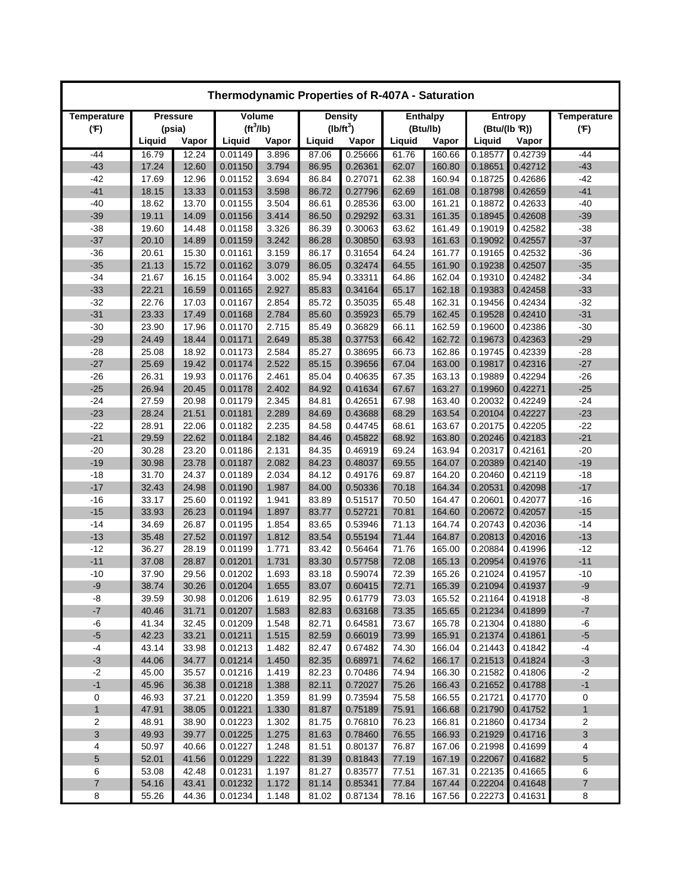| Thermodynamic Properties of R-407A - Saturation | | | | | | | | | | | |
|---|---|---|---|---|---|---|---|---|---|---|---|
| Temperature (°F) | Pressure (psia) | | Volume ($ft^3$/lb) | | Density ($lb/ft^3$) | | Enthalpy (Btu/lb) | | Entropy (Btu/(lb °R)) | | Temperature (°F) |
| | Liquid | Vapor | Liquid | Vapor | Liquid | Vapor | Liquid | Vapor | Liquid | Vapor | |
| -44 | 16.79 | 12.24 | 0.01149 | 3.896 | 87.06 | 0.25666 | 61.76 | 160.66 | 0.18577 | 0.42739 | -44 |
| -43 | 17.24 | 12.60 | 0.01150 | 3.794 | 86.95 | 0.26361 | 62.07 | 160.80 | 0.18651 | 0.42712 | -43 |
| -42 | 17.69 | 12.96 | 0.01152 | 3.694 | 86.84 | 0.27071 | 62.38 | 160.94 | 0.18725 | 0.42686 | -42 |
| -41 | 18.15 | 13.33 | 0.01153 | 3.598 | 86.72 | 0.27796 | 62.69 | 161.08 | 0.18798 | 0.42659 | -41 |
| -40 | 18.62 | 13.70 | 0.01155 | 3.504 | 86.61 | 0.28536 | 63.00 | 161.21 | 0.18872 | 0.42633 | -40 |
| -39 | 19.11 | 14.09 | 0.01156 | 3.414 | 86.50 | 0.29292 | 63.31 | 161.35 | 0.18945 | 0.42608 | -39 |
| -38 | 19.60 | 14.48 | 0.01158 | 3.326 | 86.39 | 0.30063 | 63.62 | 161.49 | 0.19019 | 0.42582 | -38 |
| -37 | 20.10 | 14.89 | 0.01159 | 3.242 | 86.28 | 0.30850 | 63.93 | 161.63 | 0.19092 | 0.42557 | -37 |
| -36 | 20.61 | 15.30 | 0.01161 | 3.159 | 86.17 | 0.31654 | 64.24 | 161.77 | 0.19165 | 0.42532 | -36 |
| -35 | 21.13 | 15.72 | 0.01162 | 3.079 | 86.05 | 0.32474 | 64.55 | 161.90 | 0.19238 | 0.42507 | -35 |
| -34 | 21.67 | 16.15 | 0.01164 | 3.002 | 85.94 | 0.33311 | 64.86 | 162.04 | 0.19310 | 0.42482 | -34 |
| -33 | 22.21 | 16.59 | 0.01165 | 2.927 | 85.83 | 0.34164 | 65.17 | 162.18 | 0.19383 | 0.42458 | -33 |
| -32 | 22.76 | 17.03 | 0.01167 | 2.854 | 85.72 | 0.35035 | 65.48 | 162.31 | 0.19456 | 0.42434 | -32 |
| -31 | 23.33 | 17.49 | 0.01168 | 2.784 | 85.60 | 0.35923 | 65.79 | 162.45 | 0.19528 | 0.42410 | -31 |
| -30 | 23.90 | 17.96 | 0.01170 | 2.715 | 85.49 | 0.36829 | 66.11 | 162.59 | 0.19600 | 0.42386 | -30 |
| -29 | 24.49 | 18.44 | 0.01171 | 2.649 | 85.38 | 0.37753 | 66.42 | 162.72 | 0.19673 | 0.42363 | -29 |
| -28 | 25.08 | 18.92 | 0.01173 | 2.584 | 85.27 | 0.38695 | 66.73 | 162.86 | 0.19745 | 0.42339 | -28 |
| -27 | 25.69 | 19.42 | 0.01174 | 2.522 | 85.15 | 0.39656 | 67.04 | 163.00 | 0.19817 | 0.42316 | -27 |
| -26 | 26.31 | 19.93 | 0.01176 | 2.461 | 85.04 | 0.40635 | 67.35 | 163.13 | 0.19889 | 0.42294 | -26 |
| -25 | 26.94 | 20.45 | 0.01178 | 2.402 | 84.92 | 0.41634 | 67.67 | 163.27 | 0.19960 | 0.42271 | -25 |
| -24 | 27.59 | 20.98 | 0.01179 | 2.345 | 84.81 | 0.42651 | 67.98 | 163.40 | 0.20032 | 0.42249 | -24 |
| -23 | 28.24 | 21.51 | 0.01181 | 2.289 | 84.69 | 0.43688 | 68.29 | 163.54 | 0.20104 | 0.42227 | -23 |
| -22 | 28.91 | 22.06 | 0.01182 | 2.235 | 84.58 | 0.44745 | 68.61 | 163.67 | 0.20175 | 0.42205 | -22 |
| -21 | 29.59 | 22.62 | 0.01184 | 2.182 | 84.46 | 0.45822 | 68.92 | 163.80 | 0.20246 | 0.42183 | -21 |
| -20 | 30.28 | 23.20 | 0.01186 | 2.131 | 84.35 | 0.46919 | 69.24 | 163.94 | 0.20317 | 0.42161 | -20 |
| -19 | 30.98 | 23.78 | 0.01187 | 2.082 | 84.23 | 0.48037 | 69.55 | 164.07 | 0.20389 | 0.42140 | -19 |
| -18 | 31.70 | 24.37 | 0.01189 | 2.034 | 84.12 | 0.49176 | 69.87 | 164.20 | 0.20460 | 0.42119 | -18 |
| -17 | 32.43 | 24.98 | 0.01190 | 1.987 | 84.00 | 0.50336 | 70.18 | 164.34 | 0.20531 | 0.42098 | -17 |
| -16 | 33.17 | 25.60 | 0.01192 | 1.941 | 83.89 | 0.51517 | 70.50 | 164.47 | 0.20601 | 0.42077 | -16 |
| -15 | 33.93 | 26.23 | 0.01194 | 1.897 | 83.77 | 0.52721 | 70.81 | 164.60 | 0.20672 | 0.42057 | -15 |
| -14 | 34.69 | 26.87 | 0.01195 | 1.854 | 83.65 | 0.53946 | 71.13 | 164.74 | 0.20743 | 0.42036 | -14 |
| -13 | 35.48 | 27.52 | 0.01197 | 1.812 | 83.54 | 0.55194 | 71.44 | 164.87 | 0.20813 | 0.42016 | -13 |
| -12 | 36.27 | 28.19 | 0.01199 | 1.771 | 83.42 | 0.56464 | 71.76 | 165.00 | 0.20884 | 0.41996 | -12 |
| -11 | 37.08 | 28.87 | 0.01201 | 1.731 | 83.30 | 0.57758 | 72.08 | 165.13 | 0.20954 | 0.41976 | -11 |
| -10 | 37.90 | 29.56 | 0.01202 | 1.693 | 83.18 | 0.59074 | 72.39 | 165.26 | 0.21024 | 0.41957 | -10 |
| -9 | 38.74 | 30.26 | 0.01204 | 1.655 | 83.07 | 0.60415 | 72.71 | 165.39 | 0.21094 | 0.41937 | -9 |
| -8 | 39.59 | 30.98 | 0.01206 | 1.619 | 82.95 | 0.61779 | 73.03 | 165.52 | 0.21164 | 0.41918 | -8 |
| -7 | 40.46 | 31.71 | 0.01207 | 1.583 | 82.83 | 0.63168 | 73.35 | 165.65 | 0.21234 | 0.41899 | -7 |
| -6 | 41.34 | 32.45 | 0.01209 | 1.548 | 82.71 | 0.64581 | 73.67 | 165.78 | 0.21304 | 0.41880 | -6 |
| -5 | 42.23 | 33.21 | 0.01211 | 1.515 | 82.59 | 0.66019 | 73.99 | 165.91 | 0.21374 | 0.41861 | -5 |
| -4 | 43.14 | 33.98 | 0.01213 | 1.482 | 82.47 | 0.67482 | 74.30 | 166.04 | 0.21443 | 0.41842 | -4 |
| -3 | 44.06 | 34.77 | 0.01214 | 1.450 | 82.35 | 0.68971 | 74.62 | 166.17 | 0.21513 | 0.41824 | -3 |
| -2 | 45.00 | 35.57 | 0.01216 | 1.419 | 82.23 | 0.70486 | 74.94 | 166.30 | 0.21582 | 0.41806 | -2 |
| -1 | 45.96 | 36.38 | 0.01218 | 1.388 | 82.11 | 0.72027 | 75.26 | 166.43 | 0.21652 | 0.41788 | -1 |
| 0 | 46.93 | 37.21 | 0.01220 | 1.359 | 81.99 | 0.73594 | 75.58 | 166.55 | 0.21721 | 0.41770 | 0 |
| 1 | 47.91 | 38.05 | 0.01221 | 1.330 | 81.87 | 0.75189 | 75.91 | 166.68 | 0.21790 | 0.41752 | 1 |
| 2 | 48.91 | 38.90 | 0.01223 | 1.302 | 81.75 | 0.76810 | 76.23 | 166.81 | 0.21860 | 0.41734 | 2 |
| 3 | 49.93 | 39.77 | 0.01225 | 1.275 | 81.63 | 0.78460 | 76.55 | 166.93 | 0.21929 | 0.41716 | 3 |
| 4 | 50.97 | 40.66 | 0.01227 | 1.248 | 81.51 | 0.80137 | 76.87 | 167.06 | 0.21998 | 0.41699 | 4 |
| 5 | 52.01 | 41.56 | 0.01229 | 1.222 | 81.39 | 0.81843 | 77.19 | 167.19 | 0.22067 | 0.41682 | 5 |
| 6 | 53.08 | 42.48 | 0.01231 | 1.197 | 81.27 | 0.83577 | 77.51 | 167.31 | 0.22135 | 0.41665 | 6 |
| 7 | 54.16 | 43.41 | 0.01232 | 1.172 | 81.14 | 0.85341 | 77.84 | 167.44 | 0.22204 | 0.41648 | 7 |
| 8 | 55.26 | 44.36 | 0.01234 | 1.148 | 81.02 | 0.87134 | 78.16 | 167.56 | 0.22273 | 0.41631 | 8 |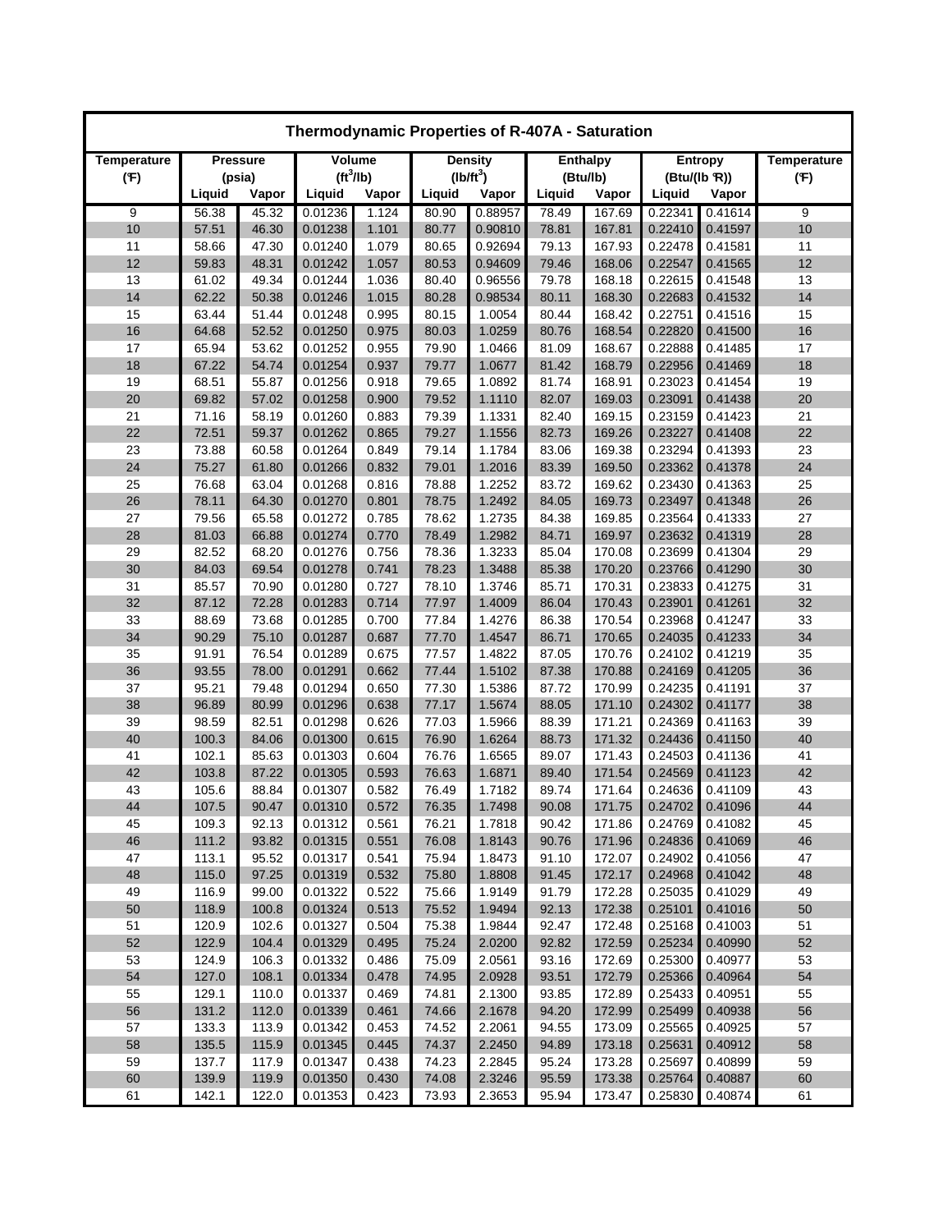# Thermodynamic Properties of R-407A - Saturation

| Temperature (°F) | Pressure (psia) | | Volume ($ft^3$/lb) | | Density ($lb/ft^3$) | | Enthalpy (Btu/lb) | | Entropy (Btu/(lb °R)) | | Temperature (°F) |
|---|---|---|---|---|---|---|---|---|---|---|---|
| | Liquid | Vapor | Liquid | Vapor | Liquid | Vapor | Liquid | Vapor | Liquid | Vapor | |
| 9 | 56.38 | 45.32 | 0.01236 | 1.124 | 80.90 | 0.88957 | 78.49 | 167.69 | 0.22341 | 0.41614 | 9 |
| 10 | 57.51 | 46.30 | 0.01238 | 1.101 | 80.77 | 0.90810 | 78.81 | 167.81 | 0.22410 | 0.41597 | 10 |
| 11 | 58.66 | 47.30 | 0.01240 | 1.079 | 80.65 | 0.92694 | 79.13 | 167.93 | 0.22478 | 0.41581 | 11 |
| 12 | 59.83 | 48.31 | 0.01242 | 1.057 | 80.53 | 0.94609 | 79.46 | 168.06 | 0.22547 | 0.41565 | 12 |
| 13 | 61.02 | 49.34 | 0.01244 | 1.036 | 80.40 | 0.96556 | 79.78 | 168.18 | 0.22615 | 0.41548 | 13 |
| 14 | 62.22 | 50.38 | 0.01246 | 1.015 | 80.28 | 0.98534 | 80.11 | 168.30 | 0.22683 | 0.41532 | 14 |
| 15 | 63.44 | 51.44 | 0.01248 | 0.995 | 80.15 | 1.0054 | 80.44 | 168.42 | 0.22751 | 0.41516 | 15 |
| 16 | 64.68 | 52.52 | 0.01250 | 0.975 | 80.03 | 1.0259 | 80.76 | 168.54 | 0.22820 | 0.41500 | 16 |
| 17 | 65.94 | 53.62 | 0.01252 | 0.955 | 79.90 | 1.0466 | 81.09 | 168.67 | 0.22888 | 0.41485 | 17 |
| 18 | 67.22 | 54.74 | 0.01254 | 0.937 | 79.77 | 1.0677 | 81.42 | 168.79 | 0.22956 | 0.41469 | 18 |
| 19 | 68.51 | 55.87 | 0.01256 | 0.918 | 79.65 | 1.0892 | 81.74 | 168.91 | 0.23023 | 0.41454 | 19 |
| 20 | 69.82 | 57.02 | 0.01258 | 0.900 | 79.52 | 1.1110 | 82.07 | 169.03 | 0.23091 | 0.41438 | 20 |
| 21 | 71.16 | 58.19 | 0.01260 | 0.883 | 79.39 | 1.1331 | 82.40 | 169.15 | 0.23159 | 0.41423 | 21 |
| 22 | 72.51 | 59.37 | 0.01262 | 0.865 | 79.27 | 1.1556 | 82.73 | 169.26 | 0.23227 | 0.41408 | 22 |
| 23 | 73.88 | 60.58 | 0.01264 | 0.849 | 79.14 | 1.1784 | 83.06 | 169.38 | 0.23294 | 0.41393 | 23 |
| 24 | 75.27 | 61.80 | 0.01266 | 0.832 | 79.01 | 1.2016 | 83.39 | 169.50 | 0.23362 | 0.41378 | 24 |
| 25 | 76.68 | 63.04 | 0.01268 | 0.816 | 78.88 | 1.2252 | 83.72 | 169.62 | 0.23430 | 0.41363 | 25 |
| 26 | 78.11 | 64.30 | 0.01270 | 0.801 | 78.75 | 1.2492 | 84.05 | 169.73 | 0.23497 | 0.41348 | 26 |
| 27 | 79.56 | 65.58 | 0.01272 | 0.785 | 78.62 | 1.2735 | 84.38 | 169.85 | 0.23564 | 0.41333 | 27 |
| 28 | 81.03 | 66.88 | 0.01274 | 0.770 | 78.49 | 1.2982 | 84.71 | 169.97 | 0.23632 | 0.41319 | 28 |
| 29 | 82.52 | 68.20 | 0.01276 | 0.756 | 78.36 | 1.3233 | 85.04 | 170.08 | 0.23699 | 0.41304 | 29 |
| 30 | 84.03 | 69.54 | 0.01278 | 0.741 | 78.23 | 1.3488 | 85.38 | 170.20 | 0.23766 | 0.41290 | 30 |
| 31 | 85.57 | 70.90 | 0.01280 | 0.727 | 78.10 | 1.3746 | 85.71 | 170.31 | 0.23833 | 0.41275 | 31 |
| 32 | 87.12 | 72.28 | 0.01283 | 0.714 | 77.97 | 1.4009 | 86.04 | 170.43 | 0.23901 | 0.41261 | 32 |
| 33 | 88.69 | 73.68 | 0.01285 | 0.700 | 77.84 | 1.4276 | 86.38 | 170.54 | 0.23968 | 0.41247 | 33 |
| 34 | 90.29 | 75.10 | 0.01287 | 0.687 | 77.70 | 1.4547 | 86.71 | 170.65 | 0.24035 | 0.41233 | 34 |
| 35 | 91.91 | 76.54 | 0.01289 | 0.675 | 77.57 | 1.4822 | 87.05 | 170.76 | 0.24102 | 0.41219 | 35 |
| 36 | 93.55 | 78.00 | 0.01291 | 0.662 | 77.44 | 1.5102 | 87.38 | 170.88 | 0.24169 | 0.41205 | 36 |
| 37 | 95.21 | 79.48 | 0.01294 | 0.650 | 77.30 | 1.5386 | 87.72 | 170.99 | 0.24235 | 0.41191 | 37 |
| 38 | 96.89 | 80.99 | 0.01296 | 0.638 | 77.17 | 1.5674 | 88.05 | 171.10 | 0.24302 | 0.41177 | 38 |
| 39 | 98.59 | 82.51 | 0.01298 | 0.626 | 77.03 | 1.5966 | 88.39 | 171.21 | 0.24369 | 0.41163 | 39 |
| 40 | 100.3 | 84.06 | 0.01300 | 0.615 | 76.90 | 1.6264 | 88.73 | 171.32 | 0.24436 | 0.41150 | 40 |
| 41 | 102.1 | 85.63 | 0.01303 | 0.604 | 76.76 | 1.6565 | 89.07 | 171.43 | 0.24503 | 0.41136 | 41 |
| 42 | 103.8 | 87.22 | 0.01305 | 0.593 | 76.63 | 1.6871 | 89.40 | 171.54 | 0.24569 | 0.41123 | 42 |
| 43 | 105.6 | 88.84 | 0.01307 | 0.582 | 76.49 | 1.7182 | 89.74 | 171.64 | 0.24636 | 0.41109 | 43 |
| 44 | 107.5 | 90.47 | 0.01310 | 0.572 | 76.35 | 1.7498 | 90.08 | 171.75 | 0.24702 | 0.41096 | 44 |
| 45 | 109.3 | 92.13 | 0.01312 | 0.561 | 76.21 | 1.7818 | 90.42 | 171.86 | 0.24769 | 0.41082 | 45 |
| 46 | 111.2 | 93.82 | 0.01315 | 0.551 | 76.08 | 1.8143 | 90.76 | 171.96 | 0.24836 | 0.41069 | 46 |
| 47 | 113.1 | 95.52 | 0.01317 | 0.541 | 75.94 | 1.8473 | 91.10 | 172.07 | 0.24902 | 0.41056 | 47 |
| 48 | 115.0 | 97.25 | 0.01319 | 0.532 | 75.80 | 1.8808 | 91.45 | 172.17 | 0.24968 | 0.41042 | 48 |
| 49 | 116.9 | 99.00 | 0.01322 | 0.522 | 75.66 | 1.9149 | 91.79 | 172.28 | 0.25035 | 0.41029 | 49 |
| 50 | 118.9 | 100.8 | 0.01324 | 0.513 | 75.52 | 1.9494 | 92.13 | 172.38 | 0.25101 | 0.41016 | 50 |
| 51 | 120.9 | 102.6 | 0.01327 | 0.504 | 75.38 | 1.9844 | 92.47 | 172.48 | 0.25168 | 0.41003 | 51 |
| 52 | 122.9 | 104.4 | 0.01329 | 0.495 | 75.24 | 2.0200 | 92.82 | 172.59 | 0.25234 | 0.40990 | 52 |
| 53 | 124.9 | 106.3 | 0.01332 | 0.486 | 75.09 | 2.0561 | 93.16 | 172.69 | 0.25300 | 0.40977 | 53 |
| 54 | 127.0 | 108.1 | 0.01334 | 0.478 | 74.95 | 2.0928 | 93.51 | 172.79 | 0.25366 | 0.40964 | 54 |
| 55 | 129.1 | 110.0 | 0.01337 | 0.469 | 74.81 | 2.1300 | 93.85 | 172.89 | 0.25433 | 0.40951 | 55 |
| 56 | 131.2 | 112.0 | 0.01339 | 0.461 | 74.66 | 2.1678 | 94.20 | 172.99 | 0.25499 | 0.40938 | 56 |
| 57 | 133.3 | 113.9 | 0.01342 | 0.453 | 74.52 | 2.2061 | 94.55 | 173.09 | 0.25565 | 0.40925 | 57 |
| 58 | 135.5 | 115.9 | 0.01345 | 0.445 | 74.37 | 2.2450 | 94.89 | 173.18 | 0.25631 | 0.40912 | 58 |
| 59 | 137.7 | 117.9 | 0.01347 | 0.438 | 74.23 | 2.2845 | 95.24 | 173.28 | 0.25697 | 0.40899 | 59 |
| 60 | 139.9 | 119.9 | 0.01350 | 0.430 | 74.08 | 2.3246 | 95.59 | 173.38 | 0.25764 | 0.40887 | 60 |
| 61 | 142.1 | 122.0 | 0.01353 | 0.423 | 73.93 | 2.3653 | 95.94 | 173.47 | 0.25830 | 0.40874 | 61 |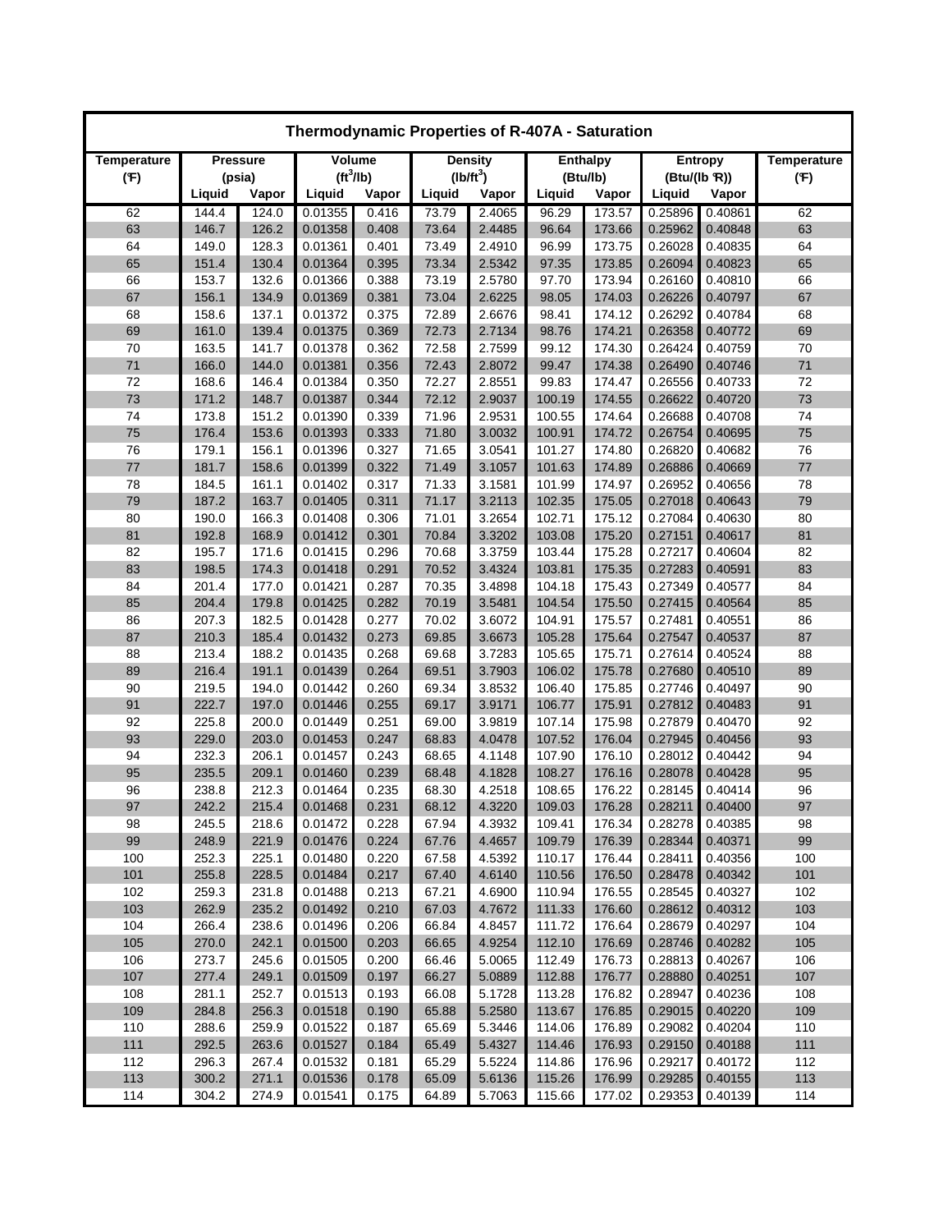## Thermodynamic Properties of R-407A - Saturation

| Temperature (°F) | Pressure (psia) | | Volume (ft³/lb) | | Density (lb/ft³) | | Enthalpy (Btu/lb) | | Entropy (Btu/(lb °R)) | | Temperature (°F) |
|---|---|---|---|---|---|---|---|---|---|---|---|
| | Liquid | Vapor | Liquid | Vapor | Liquid | Vapor | Liquid | Vapor | Liquid | Vapor | |
| 62 | 144.4 | 124.0 | 0.01355 | 0.416 | 73.79 | 2.4065 | 96.29 | 173.57 | 0.25896 | 0.40861 | 62 |
| 63 | 146.7 | 126.2 | 0.01358 | 0.408 | 73.64 | 2.4485 | 96.64 | 173.66 | 0.25962 | 0.40848 | 63 |
| 64 | 149.0 | 128.3 | 0.01361 | 0.401 | 73.49 | 2.4910 | 96.99 | 173.75 | 0.26028 | 0.40835 | 64 |
| 65 | 151.4 | 130.4 | 0.01364 | 0.395 | 73.34 | 2.5342 | 97.35 | 173.85 | 0.26094 | 0.40823 | 65 |
| 66 | 153.7 | 132.6 | 0.01366 | 0.388 | 73.19 | 2.5780 | 97.70 | 173.94 | 0.26160 | 0.40810 | 66 |
| 67 | 156.1 | 134.9 | 0.01369 | 0.381 | 73.04 | 2.6225 | 98.05 | 174.03 | 0.26226 | 0.40797 | 67 |
| 68 | 158.6 | 137.1 | 0.01372 | 0.375 | 72.89 | 2.6676 | 98.41 | 174.12 | 0.26292 | 0.40784 | 68 |
| 69 | 161.0 | 139.4 | 0.01375 | 0.369 | 72.73 | 2.7134 | 98.76 | 174.21 | 0.26358 | 0.40772 | 69 |
| 70 | 163.5 | 141.7 | 0.01378 | 0.362 | 72.58 | 2.7599 | 99.12 | 174.30 | 0.26424 | 0.40759 | 70 |
| 71 | 166.0 | 144.0 | 0.01381 | 0.356 | 72.43 | 2.8072 | 99.47 | 174.38 | 0.26490 | 0.40746 | 71 |
| 72 | 168.6 | 146.4 | 0.01384 | 0.350 | 72.27 | 2.8551 | 99.83 | 174.47 | 0.26556 | 0.40733 | 72 |
| 73 | 171.2 | 148.7 | 0.01387 | 0.344 | 72.12 | 2.9037 | 100.19 | 174.55 | 0.26622 | 0.40720 | 73 |
| 74 | 173.8 | 151.2 | 0.01390 | 0.339 | 71.96 | 2.9531 | 100.55 | 174.64 | 0.26688 | 0.40708 | 74 |
| 75 | 176.4 | 153.6 | 0.01393 | 0.333 | 71.80 | 3.0032 | 100.91 | 174.72 | 0.26754 | 0.40695 | 75 |
| 76 | 179.1 | 156.1 | 0.01396 | 0.327 | 71.65 | 3.0541 | 101.27 | 174.80 | 0.26820 | 0.40682 | 76 |
| 77 | 181.7 | 158.6 | 0.01399 | 0.322 | 71.49 | 3.1057 | 101.63 | 174.89 | 0.26886 | 0.40669 | 77 |
| 78 | 184.5 | 161.1 | 0.01402 | 0.317 | 71.33 | 3.1581 | 101.99 | 174.97 | 0.26952 | 0.40656 | 78 |
| 79 | 187.2 | 163.7 | 0.01405 | 0.311 | 71.17 | 3.2113 | 102.35 | 175.05 | 0.27018 | 0.40643 | 79 |
| 80 | 190.0 | 166.3 | 0.01408 | 0.306 | 71.01 | 3.2654 | 102.71 | 175.12 | 0.27084 | 0.40630 | 80 |
| 81 | 192.8 | 168.9 | 0.01412 | 0.301 | 70.84 | 3.3202 | 103.08 | 175.20 | 0.27151 | 0.40617 | 81 |
| 82 | 195.7 | 171.6 | 0.01415 | 0.296 | 70.68 | 3.3759 | 103.44 | 175.28 | 0.27217 | 0.40604 | 82 |
| 83 | 198.5 | 174.3 | 0.01418 | 0.291 | 70.52 | 3.4324 | 103.81 | 175.35 | 0.27283 | 0.40591 | 83 |
| 84 | 201.4 | 177.0 | 0.01421 | 0.287 | 70.35 | 3.4898 | 104.18 | 175.43 | 0.27349 | 0.40577 | 84 |
| 85 | 204.4 | 179.8 | 0.01425 | 0.282 | 70.19 | 3.5481 | 104.54 | 175.50 | 0.27415 | 0.40564 | 85 |
| 86 | 207.3 | 182.5 | 0.01428 | 0.277 | 70.02 | 3.6072 | 104.91 | 175.57 | 0.27481 | 0.40551 | 86 |
| 87 | 210.3 | 185.4 | 0.01432 | 0.273 | 69.85 | 3.6673 | 105.28 | 175.64 | 0.27547 | 0.40537 | 87 |
| 88 | 213.4 | 188.2 | 0.01435 | 0.268 | 69.68 | 3.7283 | 105.65 | 175.71 | 0.27614 | 0.40524 | 88 |
| 89 | 216.4 | 191.1 | 0.01439 | 0.264 | 69.51 | 3.7903 | 106.02 | 175.78 | 0.27680 | 0.40510 | 89 |
| 90 | 219.5 | 194.0 | 0.01442 | 0.260 | 69.34 | 3.8532 | 106.40 | 175.85 | 0.27746 | 0.40497 | 90 |
| 91 | 222.7 | 197.0 | 0.01446 | 0.255 | 69.17 | 3.9171 | 106.77 | 175.91 | 0.27812 | 0.40483 | 91 |
| 92 | 225.8 | 200.0 | 0.01449 | 0.251 | 69.00 | 3.9819 | 107.14 | 175.98 | 0.27879 | 0.40470 | 92 |
| 93 | 229.0 | 203.0 | 0.01453 | 0.247 | 68.83 | 4.0478 | 107.52 | 176.04 | 0.27945 | 0.40456 | 93 |
| 94 | 232.3 | 206.1 | 0.01457 | 0.243 | 68.65 | 4.1148 | 107.90 | 176.10 | 0.28012 | 0.40442 | 94 |
| 95 | 235.5 | 209.1 | 0.01460 | 0.239 | 68.48 | 4.1828 | 108.27 | 176.16 | 0.28078 | 0.40428 | 95 |
| 96 | 238.8 | 212.3 | 0.01464 | 0.235 | 68.30 | 4.2518 | 108.65 | 176.22 | 0.28145 | 0.40414 | 96 |
| 97 | 242.2 | 215.4 | 0.01468 | 0.231 | 68.12 | 4.3220 | 109.03 | 176.28 | 0.28211 | 0.40400 | 97 |
| 98 | 245.5 | 218.6 | 0.01472 | 0.228 | 67.94 | 4.3932 | 109.41 | 176.34 | 0.28278 | 0.40385 | 98 |
| 99 | 248.9 | 221.9 | 0.01476 | 0.224 | 67.76 | 4.4657 | 109.79 | 176.39 | 0.28344 | 0.40371 | 99 |
| 100 | 252.3 | 225.1 | 0.01480 | 0.220 | 67.58 | 4.5392 | 110.17 | 176.44 | 0.28411 | 0.40356 | 100 |
| 101 | 255.8 | 228.5 | 0.01484 | 0.217 | 67.40 | 4.6140 | 110.56 | 176.50 | 0.28478 | 0.40342 | 101 |
| 102 | 259.3 | 231.8 | 0.01488 | 0.213 | 67.21 | 4.6900 | 110.94 | 176.55 | 0.28545 | 0.40327 | 102 |
| 103 | 262.9 | 235.2 | 0.01492 | 0.210 | 67.03 | 4.7672 | 111.33 | 176.60 | 0.28612 | 0.40312 | 103 |
| 104 | 266.4 | 238.6 | 0.01496 | 0.206 | 66.84 | 4.8457 | 111.72 | 176.64 | 0.28679 | 0.40297 | 104 |
| 105 | 270.0 | 242.1 | 0.01500 | 0.203 | 66.65 | 4.9254 | 112.10 | 176.69 | 0.28746 | 0.40282 | 105 |
| 106 | 273.7 | 245.6 | 0.01505 | 0.200 | 66.46 | 5.0065 | 112.49 | 176.73 | 0.28813 | 0.40267 | 106 |
| 107 | 277.4 | 249.1 | 0.01509 | 0.197 | 66.27 | 5.0889 | 112.88 | 176.77 | 0.28880 | 0.40251 | 107 |
| 108 | 281.1 | 252.7 | 0.01513 | 0.193 | 66.08 | 5.1728 | 113.28 | 176.82 | 0.28947 | 0.40236 | 108 |
| 109 | 284.8 | 256.3 | 0.01518 | 0.190 | 65.88 | 5.2580 | 113.67 | 176.85 | 0.29015 | 0.40220 | 109 |
| 110 | 288.6 | 259.9 | 0.01522 | 0.187 | 65.69 | 5.3446 | 114.06 | 176.89 | 0.29082 | 0.40204 | 110 |
| 111 | 292.5 | 263.6 | 0.01527 | 0.184 | 65.49 | 5.4327 | 114.46 | 176.93 | 0.29150 | 0.40188 | 111 |
| 112 | 296.3 | 267.4 | 0.01532 | 0.181 | 65.29 | 5.5224 | 114.86 | 176.96 | 0.29217 | 0.40172 | 112 |
| 113 | 300.2 | 271.1 | 0.01536 | 0.178 | 65.09 | 5.6136 | 115.26 | 176.99 | 0.29285 | 0.40155 | 113 |
| 114 | 304.2 | 274.9 | 0.01541 | 0.175 | 64.89 | 5.7063 | 115.66 | 177.02 | 0.29353 | 0.40139 | 114 |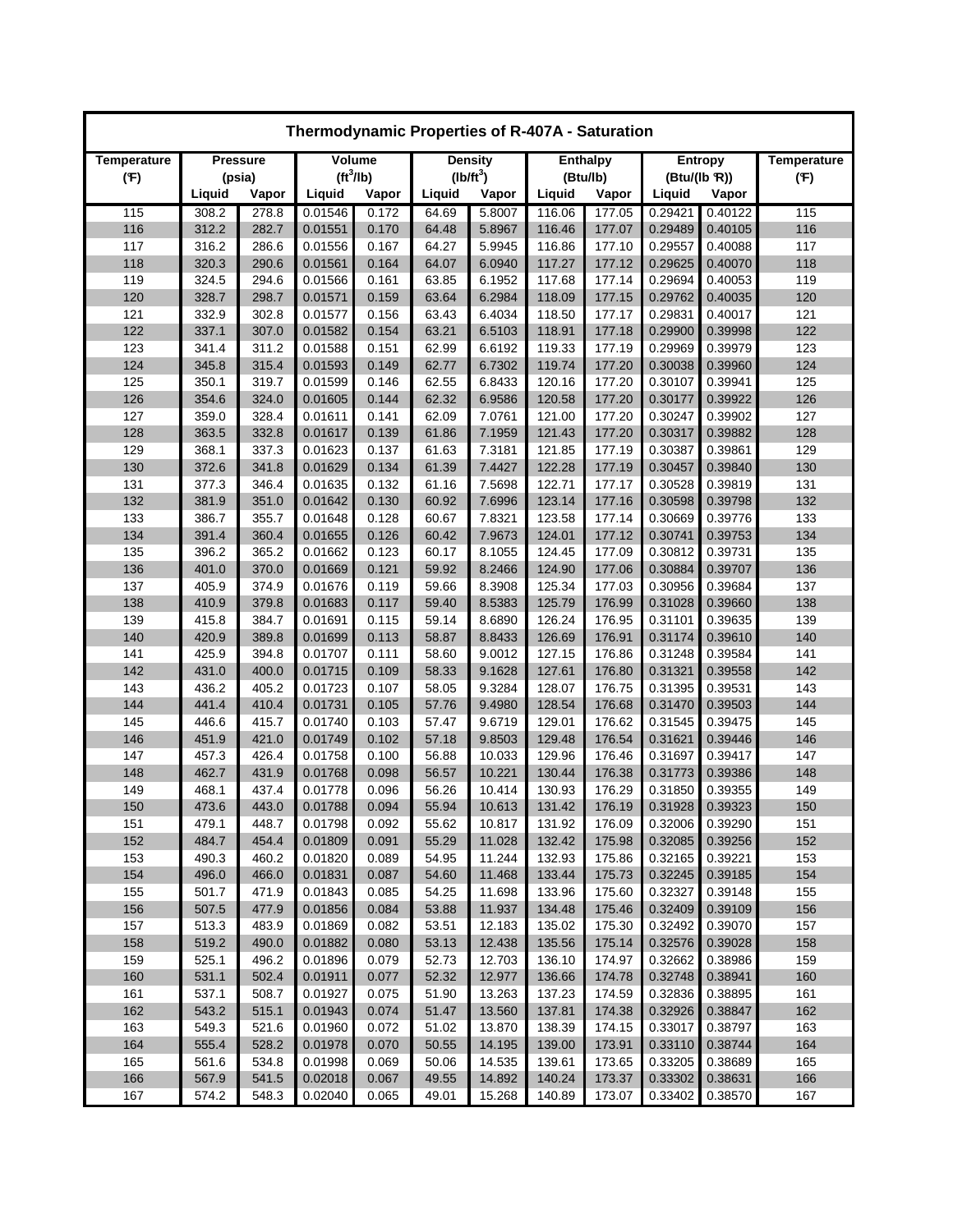# Thermodynamic Properties of R-407A - Saturation

| Temperature | Pressure | | Volume | | Density | | Enthalpy | | Entropy | | Temperature |
|---|---|---|---|---|---|---|---|---|---|---|---|
| (°F) | (psia) | | ($ft^3$/lb) | | ($lb/ft^3$) | | (Btu/lb) | | (Btu/(lb °R)) | | (°F) |
| | Liquid | Vapor | Liquid | Vapor | Liquid | Vapor | Liquid | Vapor | Liquid | Vapor | |
| 115 | 308.2 | 278.8 | 0.01546 | 0.172 | 64.69 | 5.8007 | 116.06 | 177.05 | 0.29421 | 0.40122 | 115 |
| 116 | 312.2 | 282.7 | 0.01551 | 0.170 | 64.48 | 5.8967 | 116.46 | 177.07 | 0.29489 | 0.40105 | 116 |
| 117 | 316.2 | 286.6 | 0.01556 | 0.167 | 64.27 | 5.9945 | 116.86 | 177.10 | 0.29557 | 0.40088 | 117 |
| 118 | 320.3 | 290.6 | 0.01561 | 0.164 | 64.07 | 6.0940 | 117.27 | 177.12 | 0.29625 | 0.40070 | 118 |
| 119 | 324.5 | 294.6 | 0.01566 | 0.161 | 63.85 | 6.1952 | 117.68 | 177.14 | 0.29694 | 0.40053 | 119 |
| 120 | 328.7 | 298.7 | 0.01571 | 0.159 | 63.64 | 6.2984 | 118.09 | 177.15 | 0.29762 | 0.40035 | 120 |
| 121 | 332.9 | 302.8 | 0.01577 | 0.156 | 63.43 | 6.4034 | 118.50 | 177.17 | 0.29831 | 0.40017 | 121 |
| 122 | 337.1 | 307.0 | 0.01582 | 0.154 | 63.21 | 6.5103 | 118.91 | 177.18 | 0.29900 | 0.39998 | 122 |
| 123 | 341.4 | 311.2 | 0.01588 | 0.151 | 62.99 | 6.6192 | 119.33 | 177.19 | 0.29969 | 0.39979 | 123 |
| 124 | 345.8 | 315.4 | 0.01593 | 0.149 | 62.77 | 6.7302 | 119.74 | 177.20 | 0.30038 | 0.39960 | 124 |
| 125 | 350.1 | 319.7 | 0.01599 | 0.146 | 62.55 | 6.8433 | 120.16 | 177.20 | 0.30107 | 0.39941 | 125 |
| 126 | 354.6 | 324.0 | 0.01605 | 0.144 | 62.32 | 6.9586 | 120.58 | 177.20 | 0.30177 | 0.39922 | 126 |
| 127 | 359.0 | 328.4 | 0.01611 | 0.141 | 62.09 | 7.0761 | 121.00 | 177.20 | 0.30247 | 0.39902 | 127 |
| 128 | 363.5 | 332.8 | 0.01617 | 0.139 | 61.86 | 7.1959 | 121.43 | 177.20 | 0.30317 | 0.39882 | 128 |
| 129 | 368.1 | 337.3 | 0.01623 | 0.137 | 61.63 | 7.3181 | 121.85 | 177.19 | 0.30387 | 0.39861 | 129 |
| 130 | 372.6 | 341.8 | 0.01629 | 0.134 | 61.39 | 7.4427 | 122.28 | 177.19 | 0.30457 | 0.39840 | 130 |
| 131 | 377.3 | 346.4 | 0.01635 | 0.132 | 61.16 | 7.5698 | 122.71 | 177.17 | 0.30528 | 0.39819 | 131 |
| 132 | 381.9 | 351.0 | 0.01642 | 0.130 | 60.92 | 7.6996 | 123.14 | 177.16 | 0.30598 | 0.39798 | 132 |
| 133 | 386.7 | 355.7 | 0.01648 | 0.128 | 60.67 | 7.8321 | 123.58 | 177.14 | 0.30669 | 0.39776 | 133 |
| 134 | 391.4 | 360.4 | 0.01655 | 0.126 | 60.42 | 7.9673 | 124.01 | 177.12 | 0.30741 | 0.39753 | 134 |
| 135 | 396.2 | 365.2 | 0.01662 | 0.123 | 60.17 | 8.1055 | 124.45 | 177.09 | 0.30812 | 0.39731 | 135 |
| 136 | 401.0 | 370.0 | 0.01669 | 0.121 | 59.92 | 8.2466 | 124.90 | 177.06 | 0.30884 | 0.39707 | 136 |
| 137 | 405.9 | 374.9 | 0.01676 | 0.119 | 59.66 | 8.3908 | 125.34 | 177.03 | 0.30956 | 0.39684 | 137 |
| 138 | 410.9 | 379.8 | 0.01683 | 0.117 | 59.40 | 8.5383 | 125.79 | 176.99 | 0.31028 | 0.39660 | 138 |
| 139 | 415.8 | 384.7 | 0.01691 | 0.115 | 59.14 | 8.6890 | 126.24 | 176.95 | 0.31101 | 0.39635 | 139 |
| 140 | 420.9 | 389.8 | 0.01699 | 0.113 | 58.87 | 8.8433 | 126.69 | 176.91 | 0.31174 | 0.39610 | 140 |
| 141 | 425.9 | 394.8 | 0.01707 | 0.111 | 58.60 | 9.0012 | 127.15 | 176.86 | 0.31248 | 0.39584 | 141 |
| 142 | 431.0 | 400.0 | 0.01715 | 0.109 | 58.33 | 9.1628 | 127.61 | 176.80 | 0.31321 | 0.39558 | 142 |
| 143 | 436.2 | 405.2 | 0.01723 | 0.107 | 58.05 | 9.3284 | 128.07 | 176.75 | 0.31395 | 0.39531 | 143 |
| 144 | 441.4 | 410.4 | 0.01731 | 0.105 | 57.76 | 9.4980 | 128.54 | 176.68 | 0.31470 | 0.39503 | 144 |
| 145 | 446.6 | 415.7 | 0.01740 | 0.103 | 57.47 | 9.6719 | 129.01 | 176.62 | 0.31545 | 0.39475 | 145 |
| 146 | 451.9 | 421.0 | 0.01749 | 0.102 | 57.18 | 9.8503 | 129.48 | 176.54 | 0.31621 | 0.39446 | 146 |
| 147 | 457.3 | 426.4 | 0.01758 | 0.100 | 56.88 | 10.033 | 129.96 | 176.46 | 0.31697 | 0.39417 | 147 |
| 148 | 462.7 | 431.9 | 0.01768 | 0.098 | 56.57 | 10.221 | 130.44 | 176.38 | 0.31773 | 0.39386 | 148 |
| 149 | 468.1 | 437.4 | 0.01778 | 0.096 | 56.26 | 10.414 | 130.93 | 176.29 | 0.31850 | 0.39355 | 149 |
| 150 | 473.6 | 443.0 | 0.01788 | 0.094 | 55.94 | 10.613 | 131.42 | 176.19 | 0.31928 | 0.39323 | 150 |
| 151 | 479.1 | 448.7 | 0.01798 | 0.092 | 55.62 | 10.817 | 131.92 | 176.09 | 0.32006 | 0.39290 | 151 |
| 152 | 484.7 | 454.4 | 0.01809 | 0.091 | 55.29 | 11.028 | 132.42 | 175.98 | 0.32085 | 0.39256 | 152 |
| 153 | 490.3 | 460.2 | 0.01820 | 0.089 | 54.95 | 11.244 | 132.93 | 175.86 | 0.32165 | 0.39221 | 153 |
| 154 | 496.0 | 466.0 | 0.01831 | 0.087 | 54.60 | 11.468 | 133.44 | 175.73 | 0.32245 | 0.39185 | 154 |
| 155 | 501.7 | 471.9 | 0.01843 | 0.085 | 54.25 | 11.698 | 133.96 | 175.60 | 0.32327 | 0.39148 | 155 |
| 156 | 507.5 | 477.9 | 0.01856 | 0.084 | 53.88 | 11.937 | 134.48 | 175.46 | 0.32409 | 0.39109 | 156 |
| 157 | 513.3 | 483.9 | 0.01869 | 0.082 | 53.51 | 12.183 | 135.02 | 175.30 | 0.32492 | 0.39070 | 157 |
| 158 | 519.2 | 490.0 | 0.01882 | 0.080 | 53.13 | 12.438 | 135.56 | 175.14 | 0.32576 | 0.39028 | 158 |
| 159 | 525.1 | 496.2 | 0.01896 | 0.079 | 52.73 | 12.703 | 136.10 | 174.97 | 0.32662 | 0.38986 | 159 |
| 160 | 531.1 | 502.4 | 0.01911 | 0.077 | 52.32 | 12.977 | 136.66 | 174.78 | 0.32748 | 0.38941 | 160 |
| 161 | 537.1 | 508.7 | 0.01927 | 0.075 | 51.90 | 13.263 | 137.23 | 174.59 | 0.32836 | 0.38895 | 161 |
| 162 | 543.2 | 515.1 | 0.01943 | 0.074 | 51.47 | 13.560 | 137.81 | 174.38 | 0.32926 | 0.38847 | 162 |
| 163 | 549.3 | 521.6 | 0.01960 | 0.072 | 51.02 | 13.870 | 138.39 | 174.15 | 0.33017 | 0.38797 | 163 |
| 164 | 555.4 | 528.2 | 0.01978 | 0.070 | 50.55 | 14.195 | 139.00 | 173.91 | 0.33110 | 0.38744 | 164 |
| 165 | 561.6 | 534.8 | 0.01998 | 0.069 | 50.06 | 14.535 | 139.61 | 173.65 | 0.33205 | 0.38689 | 165 |
| 166 | 567.9 | 541.5 | 0.02018 | 0.067 | 49.55 | 14.892 | 140.24 | 173.37 | 0.33302 | 0.38631 | 166 |
| 167 | 574.2 | 548.3 | 0.02040 | 0.065 | 49.01 | 15.268 | 140.89 | 173.07 | 0.33402 | 0.38570 | 167 |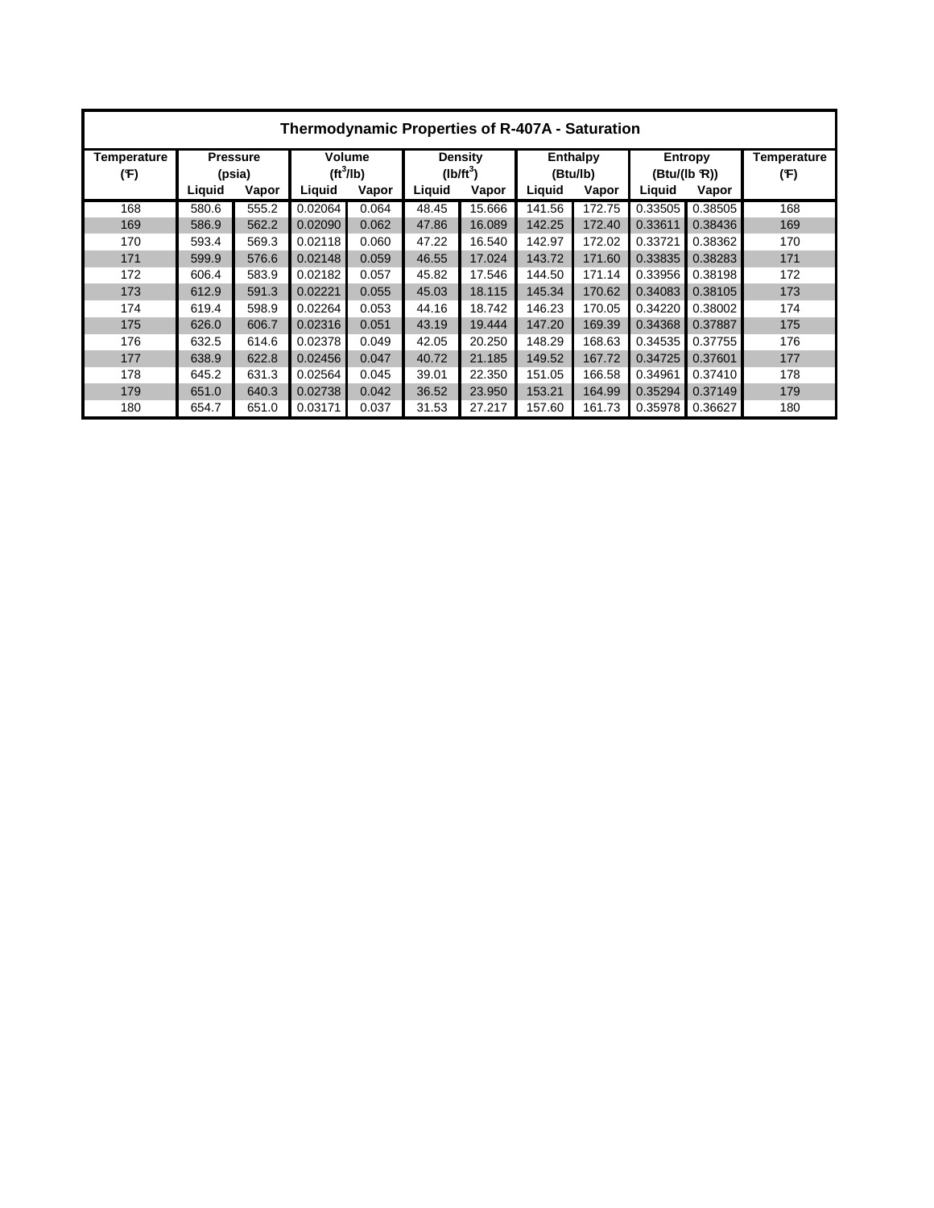## Thermodynamic Properties of R-407A - Saturation

| Temperature (°F) | Pressure (psia) | | Volume ($ft^3$/lb) | | Density ($lb/ft^3$) | | Enthalpy (Btu/lb) | | Entropy (Btu/(lb °R)) | | Temperature (°F) |
|---|---|---|---|---|---|---|---|---|---|---|---|
| | Liquid | Vapor | Liquid | Vapor | Liquid | Vapor | Liquid | Vapor | Liquid | Vapor | |
| 168 | 580.6 | 555.2 | 0.02064 | 0.064 | 48.45 | 15.666 | 141.56 | 172.75 | 0.33505 | 0.38505 | 168 |
| 169 | 586.9 | 562.2 | 0.02090 | 0.062 | 47.86 | 16.089 | 142.25 | 172.40 | 0.33611 | 0.38436 | 169 |
| 170 | 593.4 | 569.3 | 0.02118 | 0.060 | 47.22 | 16.540 | 142.97 | 172.02 | 0.33721 | 0.38362 | 170 |
| 171 | 599.9 | 576.6 | 0.02148 | 0.059 | 46.55 | 17.024 | 143.72 | 171.60 | 0.33835 | 0.38283 | 171 |
| 172 | 606.4 | 583.9 | 0.02182 | 0.057 | 45.82 | 17.546 | 144.50 | 171.14 | 0.33956 | 0.38198 | 172 |
| 173 | 612.9 | 591.3 | 0.02221 | 0.055 | 45.03 | 18.115 | 145.34 | 170.62 | 0.34083 | 0.38105 | 173 |
| 174 | 619.4 | 598.9 | 0.02264 | 0.053 | 44.16 | 18.742 | 146.23 | 170.05 | 0.34220 | 0.38002 | 174 |
| 175 | 626.0 | 606.7 | 0.02316 | 0.051 | 43.19 | 19.444 | 147.20 | 169.39 | 0.34368 | 0.37887 | 175 |
| 176 | 632.5 | 614.6 | 0.02378 | 0.049 | 42.05 | 20.250 | 148.29 | 168.63 | 0.34535 | 0.37755 | 176 |
| 177 | 638.9 | 622.8 | 0.02456 | 0.047 | 40.72 | 21.185 | 149.52 | 167.72 | 0.34725 | 0.37601 | 177 |
| 178 | 645.2 | 631.3 | 0.02564 | 0.045 | 39.01 | 22.350 | 151.05 | 166.58 | 0.34961 | 0.37410 | 178 |
| 179 | 651.0 | 640.3 | 0.02738 | 0.042 | 36.52 | 23.950 | 153.21 | 164.99 | 0.35294 | 0.37149 | 179 |
| 180 | 654.7 | 651.0 | 0.03171 | 0.037 | 31.53 | 27.217 | 157.60 | 161.73 | 0.35978 | 0.36627 | 180 |